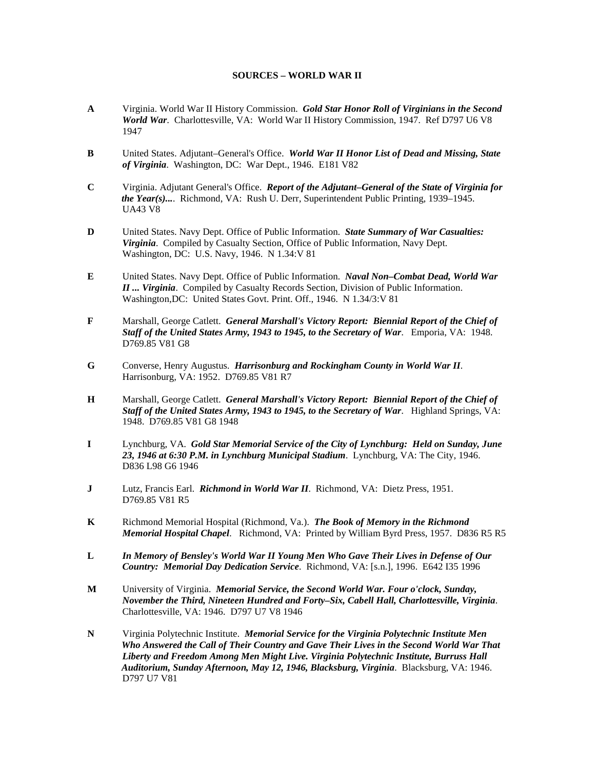**SOURCES – WORLD WAR II**

**A** Virginia. World War II History Commission. ***Gold Star Honor Roll of Virginians in the Second World War***. Charlottesville, VA: World War II History Commission, 1947. Ref D797 U6 V8 1947

**B** United States. Adjutant–General's Office. ***World War II Honor List of Dead and Missing, State of Virginia***. Washington, DC: War Dept., 1946. E181 V82

**C** Virginia. Adjutant General's Office. ***Report of the Adjutant–General of the State of Virginia for the Year(s)...***. Richmond, VA: Rush U. Derr, Superintendent Public Printing, 1939–1945. UA43 V8

**D** United States. Navy Dept. Office of Public Information. ***State Summary of War Casualties: Virginia***. Compiled by Casualty Section, Office of Public Information, Navy Dept. Washington, DC: U.S. Navy, 1946. N 1.34:V 81

**E** United States. Navy Dept. Office of Public Information. ***Naval Non–Combat Dead, World War II ... Virginia***. Compiled by Casualty Records Section, Division of Public Information. Washington,DC: United States Govt. Print. Off., 1946. N 1.34/3:V 81

**F** Marshall, George Catlett. ***General Marshall's Victory Report: Biennial Report of the Chief of Staff of the United States Army, 1943 to 1945, to the Secretary of War***. Emporia, VA: 1948. D769.85 V81 G8

**G** Converse, Henry Augustus. ***Harrisonburg and Rockingham County in World War II***. Harrisonburg, VA: 1952. D769.85 V81 R7

**H** Marshall, George Catlett. ***General Marshall's Victory Report: Biennial Report of the Chief of Staff of the United States Army, 1943 to 1945, to the Secretary of War***. Highland Springs, VA: 1948. D769.85 V81 G8 1948

**I** Lynchburg, VA. ***Gold Star Memorial Service of the City of Lynchburg: Held on Sunday, June 23, 1946 at 6:30 P.M. in Lynchburg Municipal Stadium***. Lynchburg, VA: The City, 1946. D836 L98 G6 1946

**J** Lutz, Francis Earl. ***Richmond in World War II***. Richmond, VA: Dietz Press, 1951. D769.85 V81 R5

**K** Richmond Memorial Hospital (Richmond, Va.). ***The Book of Memory in the Richmond Memorial Hospital Chapel***. Richmond, VA: Printed by William Byrd Press, 1957. D836 R5 R5

**L** ***In Memory of Bensley's World War II Young Men Who Gave Their Lives in Defense of Our Country: Memorial Day Dedication Service***. Richmond, VA: [s.n.], 1996. E642 I35 1996

**M** University of Virginia. ***Memorial Service, the Second World War. Four o'clock, Sunday, November the Third, Nineteen Hundred and Forty–Six, Cabell Hall, Charlottesville, Virginia***. Charlottesville, VA: 1946. D797 U7 V8 1946

**N** Virginia Polytechnic Institute. ***Memorial Service for the Virginia Polytechnic Institute Men Who Answered the Call of Their Country and Gave Their Lives in the Second World War That Liberty and Freedom Among Men Might Live. Virginia Polytechnic Institute, Burruss Hall Auditorium, Sunday Afternoon, May 12, 1946, Blacksburg, Virginia***. Blacksburg, VA: 1946. D797 U7 V81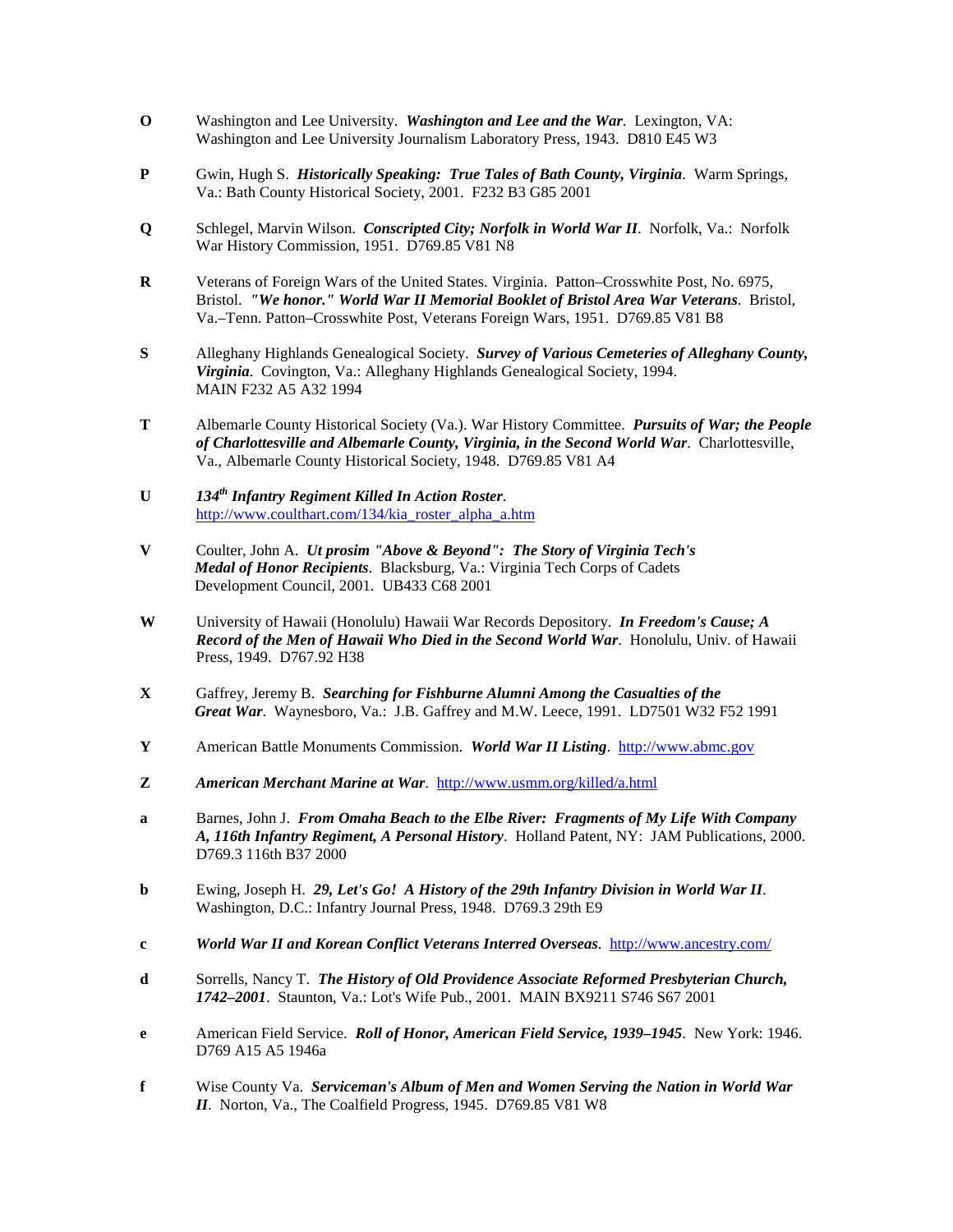**O** Washington and Lee University. ***Washington and Lee and the War***. Lexington, VA: Washington and Lee University Journalism Laboratory Press, 1943. D810 E45 W3

**P** Gwin, Hugh S. ***Historically Speaking: True Tales of Bath County, Virginia***. Warm Springs, Va.: Bath County Historical Society, 2001. F232 B3 G85 2001

**Q** Schlegel, Marvin Wilson. ***Conscripted City; Norfolk in World War II***. Norfolk, Va.: Norfolk War History Commission, 1951. D769.85 V81 N8

**R** Veterans of Foreign Wars of the United States. Virginia. Patton–Crosswhite Post, No. 6975, Bristol. ***"We honor." World War II Memorial Booklet of Bristol Area War Veterans***. Bristol, Va.–Tenn. Patton–Crosswhite Post, Veterans Foreign Wars, 1951. D769.85 V81 B8

**S** Alleghany Highlands Genealogical Society. ***Survey of Various Cemeteries of Alleghany County, Virginia***. Covington, Va.: Alleghany Highlands Genealogical Society, 1994. MAIN F232 A5 A32 1994

**T** Albemarle County Historical Society (Va.). War History Committee. ***Pursuits of War; the People of Charlottesville and Albemarle County, Virginia, in the Second World War***. Charlottesville, Va., Albemarle County Historical Society, 1948. D769.85 V81 A4

**U** ***134th Infantry Regiment Killed In Action Roster***. http://www.coulthart.com/134/kia_roster_alpha_a.htm

**V** Coulter, John A. ***Ut prosim "Above & Beyond": The Story of Virginia Tech's Medal of Honor Recipients***. Blacksburg, Va.: Virginia Tech Corps of Cadets Development Council, 2001. UB433 C68 2001

**W** University of Hawaii (Honolulu) Hawaii War Records Depository. ***In Freedom's Cause; A Record of the Men of Hawaii Who Died in the Second World War***. Honolulu, Univ. of Hawaii Press, 1949. D767.92 H38

**X** Gaffrey, Jeremy B. ***Searching for Fishburne Alumni Among the Casualties of the Great War***. Waynesboro, Va.: J.B. Gaffrey and M.W. Leece, 1991. LD7501 W32 F52 1991

**Y** American Battle Monuments Commission. ***World War II Listing***. http://www.abmc.gov

**Z** ***American Merchant Marine at War***. http://www.usmm.org/killed/a.html

**a** Barnes, John J. ***From Omaha Beach to the Elbe River: Fragments of My Life With Company A, 116th Infantry Regiment, A Personal History***. Holland Patent, NY: JAM Publications, 2000. D769.3 116th B37 2000

**b** Ewing, Joseph H. ***29, Let's Go! A History of the 29th Infantry Division in World War II***. Washington, D.C.: Infantry Journal Press, 1948. D769.3 29th E9

**c** ***World War II and Korean Conflict Veterans Interred Overseas***. http://www.ancestry.com/

**d** Sorrells, Nancy T. ***The History of Old Providence Associate Reformed Presbyterian Church, 1742–2001***. Staunton, Va.: Lot's Wife Pub., 2001. MAIN BX9211 S746 S67 2001

**e** American Field Service. ***Roll of Honor, American Field Service, 1939–1945***. New York: 1946. D769 A15 A5 1946a

**f** Wise County Va. ***Serviceman's Album of Men and Women Serving the Nation in World War II***. Norton, Va., The Coalfield Progress, 1945. D769.85 V81 W8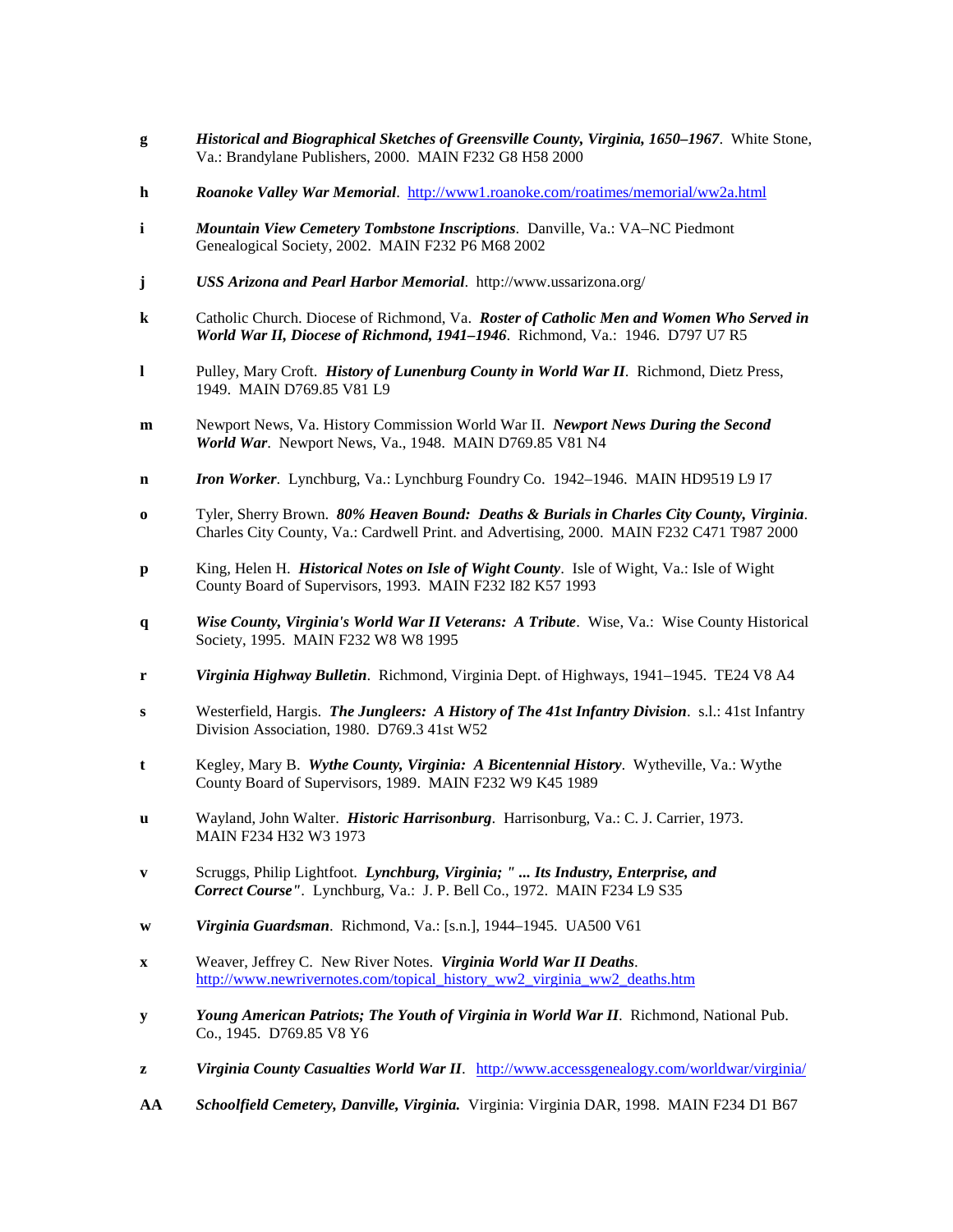**g** ***Historical and Biographical Sketches of Greensville County, Virginia, 1650–1967***. White Stone, Va.: Brandylane Publishers, 2000. MAIN F232 G8 H58 2000

**h** ***Roanoke Valley War Memorial***. http://www1.roanoke.com/roatimes/memorial/ww2a.html

**i** ***Mountain View Cemetery Tombstone Inscriptions***. Danville, Va.: VA–NC Piedmont Genealogical Society, 2002. MAIN F232 P6 M68 2002

**j** ***USS Arizona and Pearl Harbor Memorial***. http://www.ussarizona.org/

**k** Catholic Church. Diocese of Richmond, Va. ***Roster of Catholic Men and Women Who Served in World War II, Diocese of Richmond, 1941–1946***. Richmond, Va.: 1946. D797 U7 R5

**l** Pulley, Mary Croft. ***History of Lunenburg County in World War II***. Richmond, Dietz Press, 1949. MAIN D769.85 V81 L9

**m** Newport News, Va. History Commission World War II. ***Newport News During the Second World War***. Newport News, Va., 1948. MAIN D769.85 V81 N4

**n** ***Iron Worker***. Lynchburg, Va.: Lynchburg Foundry Co. 1942–1946. MAIN HD9519 L9 I7

**o** Tyler, Sherry Brown. ***80% Heaven Bound: Deaths & Burials in Charles City County, Virginia***. Charles City County, Va.: Cardwell Print. and Advertising, 2000. MAIN F232 C471 T987 2000

**p** King, Helen H. ***Historical Notes on Isle of Wight County***. Isle of Wight, Va.: Isle of Wight County Board of Supervisors, 1993. MAIN F232 I82 K57 1993

**q** ***Wise County, Virginia's World War II Veterans: A Tribute***. Wise, Va.: Wise County Historical Society, 1995. MAIN F232 W8 W8 1995

**r** ***Virginia Highway Bulletin***. Richmond, Virginia Dept. of Highways, 1941–1945. TE24 V8 A4

**s** Westerfield, Hargis. ***The Jungleers: A History of The 41st Infantry Division***. s.l.: 41st Infantry Division Association, 1980. D769.3 41st W52

**t** Kegley, Mary B. ***Wythe County, Virginia: A Bicentennial History***. Wytheville, Va.: Wythe County Board of Supervisors, 1989. MAIN F232 W9 K45 1989

**u** Wayland, John Walter. ***Historic Harrisonburg***. Harrisonburg, Va.: C. J. Carrier, 1973. MAIN F234 H32 W3 1973

**v** Scruggs, Philip Lightfoot. ***Lynchburg, Virginia; " ... Its Industry, Enterprise, and Correct Course"***. Lynchburg, Va.: J. P. Bell Co., 1972. MAIN F234 L9 S35

**w** ***Virginia Guardsman***. Richmond, Va.: [s.n.], 1944–1945. UA500 V61

**x** Weaver, Jeffrey C. New River Notes. ***Virginia World War II Deaths***. http://www.newrivernotes.com/topical_history_ww2_virginia_ww2_deaths.htm

**y** ***Young American Patriots; The Youth of Virginia in World War II***. Richmond, National Pub. Co., 1945. D769.85 V8 Y6

**z** ***Virginia County Casualties World War II***. http://www.accessgenealogy.com/worldwar/virginia/

**AA** ***Schoolfield Cemetery, Danville, Virginia.*** Virginia: Virginia DAR, 1998. MAIN F234 D1 B67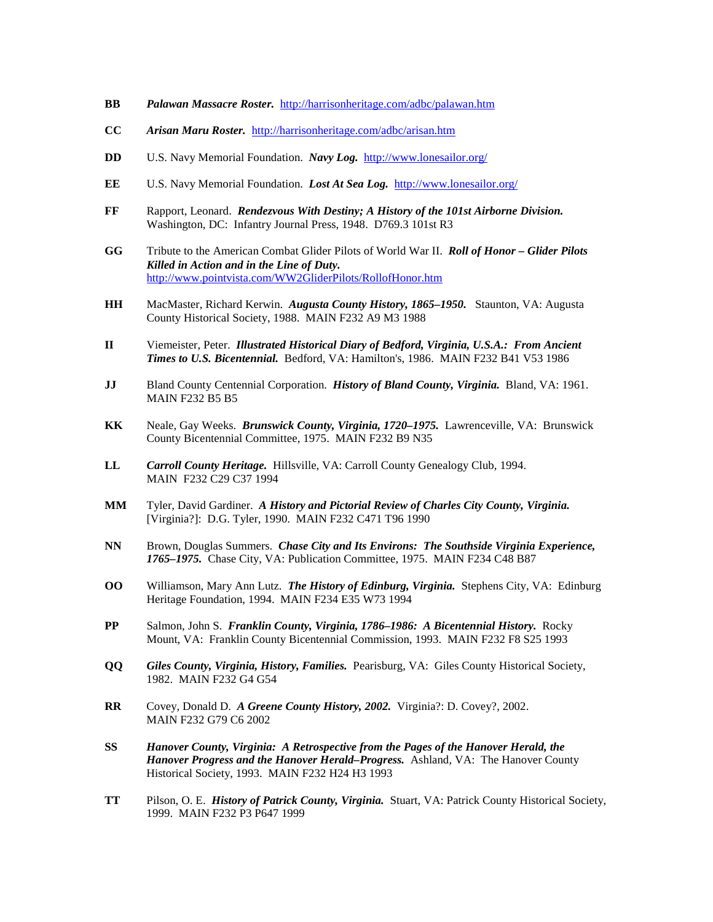**BB** ***Palawan Massacre Roster.*** http://harrisonheritage.com/adbc/palawan.htm

**CC** ***Arisan Maru Roster.*** http://harrisonheritage.com/adbc/arisan.htm

**DD** U.S. Navy Memorial Foundation. ***Navy Log.*** http://www.lonesailor.org/

**EE** U.S. Navy Memorial Foundation. ***Lost At Sea Log.*** http://www.lonesailor.org/

**FF** Rapport, Leonard. ***Rendezvous With Destiny; A History of the 101st Airborne Division.*** Washington, DC: Infantry Journal Press, 1948. D769.3 101st R3

**GG** Tribute to the American Combat Glider Pilots of World War II. ***Roll of Honor – Glider Pilots Killed in Action and in the Line of Duty.*** http://www.pointvista.com/WW2GliderPilots/RollofHonor.htm

**HH** MacMaster, Richard Kerwin. ***Augusta County History, 1865–1950.*** Staunton, VA: Augusta County Historical Society, 1988. MAIN F232 A9 M3 1988

**II** Viemeister, Peter. ***Illustrated Historical Diary of Bedford, Virginia, U.S.A.: From Ancient Times to U.S. Bicentennial.*** Bedford, VA: Hamilton's, 1986. MAIN F232 B41 V53 1986

**JJ** Bland County Centennial Corporation. ***History of Bland County, Virginia.*** Bland, VA: 1961. MAIN F232 B5 B5

**KK** Neale, Gay Weeks. ***Brunswick County, Virginia, 1720–1975.*** Lawrenceville, VA: Brunswick County Bicentennial Committee, 1975. MAIN F232 B9 N35

**LL** ***Carroll County Heritage.*** Hillsville, VA: Carroll County Genealogy Club, 1994. MAIN F232 C29 C37 1994

**MM** Tyler, David Gardiner. ***A History and Pictorial Review of Charles City County, Virginia.*** [Virginia?]: D.G. Tyler, 1990. MAIN F232 C471 T96 1990

**NN** Brown, Douglas Summers. ***Chase City and Its Environs: The Southside Virginia Experience, 1765–1975.*** Chase City, VA: Publication Committee, 1975. MAIN F234 C48 B87

**OO** Williamson, Mary Ann Lutz. ***The History of Edinburg, Virginia.*** Stephens City, VA: Edinburg Heritage Foundation, 1994. MAIN F234 E35 W73 1994

**PP** Salmon, John S. ***Franklin County, Virginia, 1786–1986: A Bicentennial History.*** Rocky Mount, VA: Franklin County Bicentennial Commission, 1993. MAIN F232 F8 S25 1993

**QQ** ***Giles County, Virginia, History, Families.*** Pearisburg, VA: Giles County Historical Society, 1982. MAIN F232 G4 G54

**RR** Covey, Donald D. ***A Greene County History, 2002.*** Virginia?: D. Covey?, 2002. MAIN F232 G79 C6 2002

**SS** ***Hanover County, Virginia: A Retrospective from the Pages of the Hanover Herald, the Hanover Progress and the Hanover Herald–Progress.*** Ashland, VA: The Hanover County Historical Society, 1993. MAIN F232 H24 H3 1993

**TT** Pilson, O. E. ***History of Patrick County, Virginia.*** Stuart, VA: Patrick County Historical Society, 1999. MAIN F232 P3 P647 1999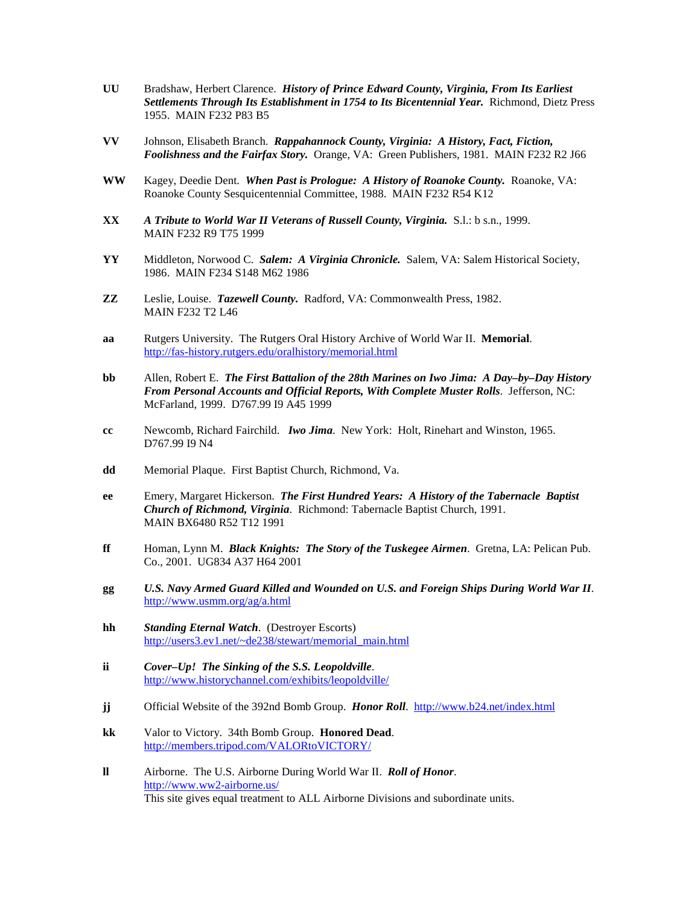**UU** Bradshaw, Herbert Clarence. ***History of Prince Edward County, Virginia, From Its Earliest Settlements Through Its Establishment in 1754 to Its Bicentennial Year.*** Richmond, Dietz Press 1955. MAIN F232 P83 B5

**VV** Johnson, Elisabeth Branch. ***Rappahannock County, Virginia: A History, Fact, Fiction, Foolishness and the Fairfax Story.*** Orange, VA: Green Publishers, 1981. MAIN F232 R2 J66

**WW** Kagey, Deedie Dent. ***When Past is Prologue: A History of Roanoke County.*** Roanoke, VA: Roanoke County Sesquicentennial Committee, 1988. MAIN F232 R54 K12

**XX** ***A Tribute to World War II Veterans of Russell County, Virginia.*** S.l.: b s.n., 1999. MAIN F232 R9 T75 1999

**YY** Middleton, Norwood C. ***Salem: A Virginia Chronicle.*** Salem, VA: Salem Historical Society, 1986. MAIN F234 S148 M62 1986

**ZZ** Leslie, Louise. ***Tazewell County.*** Radford, VA: Commonwealth Press, 1982. MAIN F232 T2 L46

**aa** Rutgers University. The Rutgers Oral History Archive of World War II. **Memorial**. http://fas-history.rutgers.edu/oralhistory/memorial.html

**bb** Allen, Robert E. ***The First Battalion of the 28th Marines on Iwo Jima: A Day–by–Day History From Personal Accounts and Official Reports, With Complete Muster Rolls***. Jefferson, NC: McFarland, 1999. D767.99 I9 A45 1999

**cc** Newcomb, Richard Fairchild. ***Iwo Jima***. New York: Holt, Rinehart and Winston, 1965. D767.99 I9 N4

**dd** Memorial Plaque. First Baptist Church, Richmond, Va.

**ee** Emery, Margaret Hickerson. ***The First Hundred Years: A History of the Tabernacle Baptist Church of Richmond, Virginia***. Richmond: Tabernacle Baptist Church, 1991. MAIN BX6480 R52 T12 1991

**ff** Homan, Lynn M. ***Black Knights: The Story of the Tuskegee Airmen***. Gretna, LA: Pelican Pub. Co., 2001. UG834 A37 H64 2001

**gg** ***U.S. Navy Armed Guard Killed and Wounded on U.S. and Foreign Ships During World War II***. http://www.usmm.org/ag/a.html

**hh** ***Standing Eternal Watch***. (Destroyer Escorts) http://users3.ev1.net/~de238/stewart/memorial_main.html

**ii** ***Cover–Up! The Sinking of the S.S. Leopoldville***. http://www.historychannel.com/exhibits/leopoldville/

**jj** Official Website of the 392nd Bomb Group. ***Honor Roll***. http://www.b24.net/index.html

**kk** Valor to Victory. 34th Bomb Group. **Honored Dead**. http://members.tripod.com/VALORtoVICTORY/

**ll** Airborne. The U.S. Airborne During World War II. ***Roll of Honor***. http://www.ww2-airborne.us/
This site gives equal treatment to ALL Airborne Divisions and subordinate units.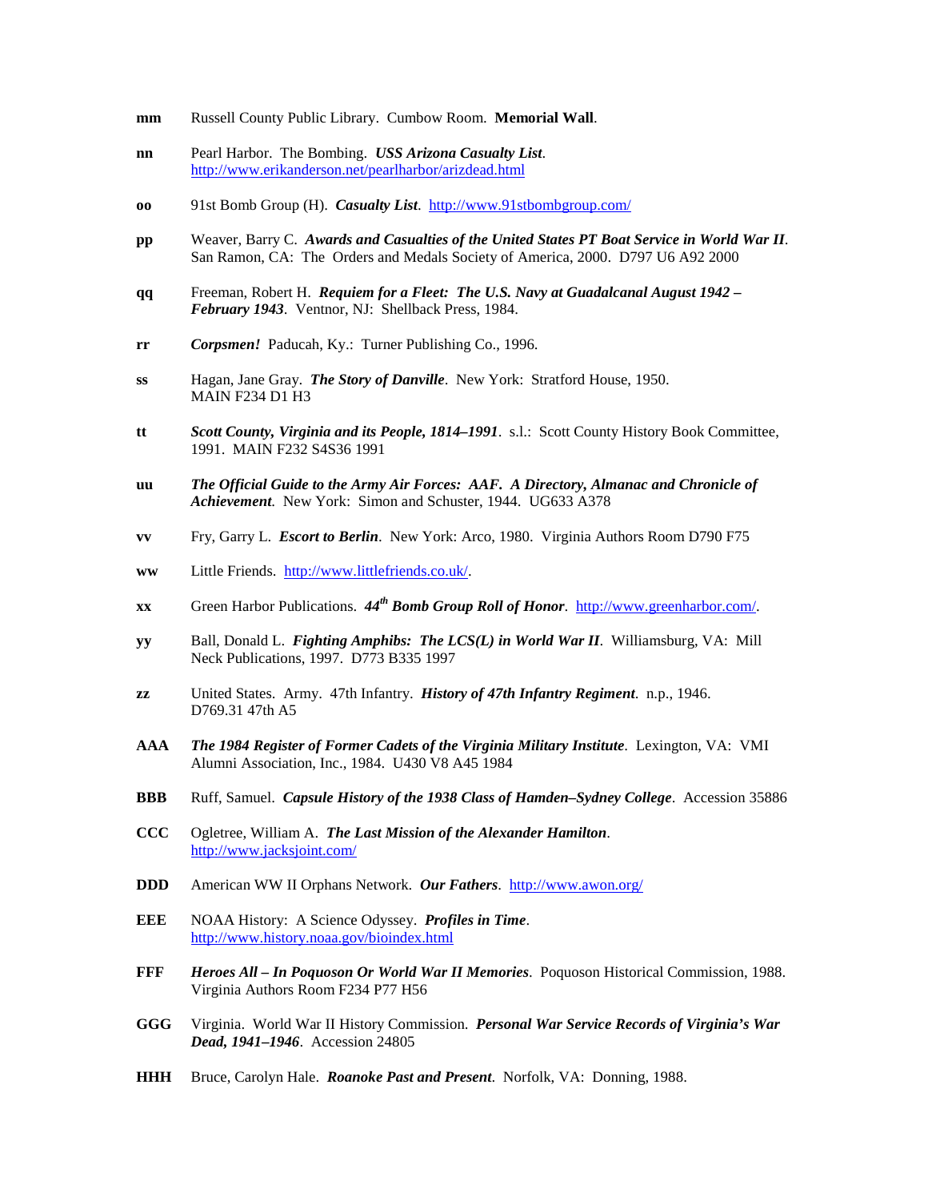**mm** Russell County Public Library. Cumbow Room. **Memorial Wall**.

**nn** Pearl Harbor. The Bombing. ***USS Arizona Casualty List***. http://www.erikanderson.net/pearlharbor/arizdead.html

**oo** 91st Bomb Group (H). ***Casualty List***. http://www.91stbombgroup.com/

**pp** Weaver, Barry C. ***Awards and Casualties of the United States PT Boat Service in World War II***. San Ramon, CA: The Orders and Medals Society of America, 2000. D797 U6 A92 2000

**qq** Freeman, Robert H. ***Requiem for a Fleet: The U.S. Navy at Guadalcanal August 1942 – February 1943***. Ventnor, NJ: Shellback Press, 1984.

**rr** ***Corpsmen!*** Paducah, Ky.: Turner Publishing Co., 1996.

**ss** Hagan, Jane Gray. ***The Story of Danville***. New York: Stratford House, 1950. MAIN F234 D1 H3

**tt** ***Scott County, Virginia and its People, 1814–1991***. s.l.: Scott County History Book Committee, 1991. MAIN F232 S4S36 1991

**uu** ***The Official Guide to the Army Air Forces: AAF. A Directory, Almanac and Chronicle of Achievement***. New York: Simon and Schuster, 1944. UG633 A378

**vv** Fry, Garry L. ***Escort to Berlin***. New York: Arco, 1980. Virginia Authors Room D790 F75

**ww** Little Friends. http://www.littlefriends.co.uk/.

**xx** Green Harbor Publications. ***44th Bomb Group Roll of Honor***. http://www.greenharbor.com/.

**yy** Ball, Donald L. ***Fighting Amphibs: The LCS(L) in World War II***. Williamsburg, VA: Mill Neck Publications, 1997. D773 B335 1997

**zz** United States. Army. 47th Infantry. ***History of 47th Infantry Regiment***. n.p., 1946. D769.31 47th A5

**AAA** ***The 1984 Register of Former Cadets of the Virginia Military Institute***. Lexington, VA: VMI Alumni Association, Inc., 1984. U430 V8 A45 1984

**BBB** Ruff, Samuel. ***Capsule History of the 1938 Class of Hamden–Sydney College***. Accession 35886

**CCC** Ogletree, William A. ***The Last Mission of the Alexander Hamilton***. http://www.jacksjoint.com/

**DDD** American WW II Orphans Network. ***Our Fathers***. http://www.awon.org/

**EEE** NOAA History: A Science Odyssey. ***Profiles in Time***. http://www.history.noaa.gov/bioindex.html

**FFF** ***Heroes All – In Poquoson Or World War II Memories***. Poquoson Historical Commission, 1988. Virginia Authors Room F234 P77 H56

**GGG** Virginia. World War II History Commission. ***Personal War Service Records of Virginia's War Dead, 1941–1946***. Accession 24805

**HHH** Bruce, Carolyn Hale. ***Roanoke Past and Present***. Norfolk, VA: Donning, 1988.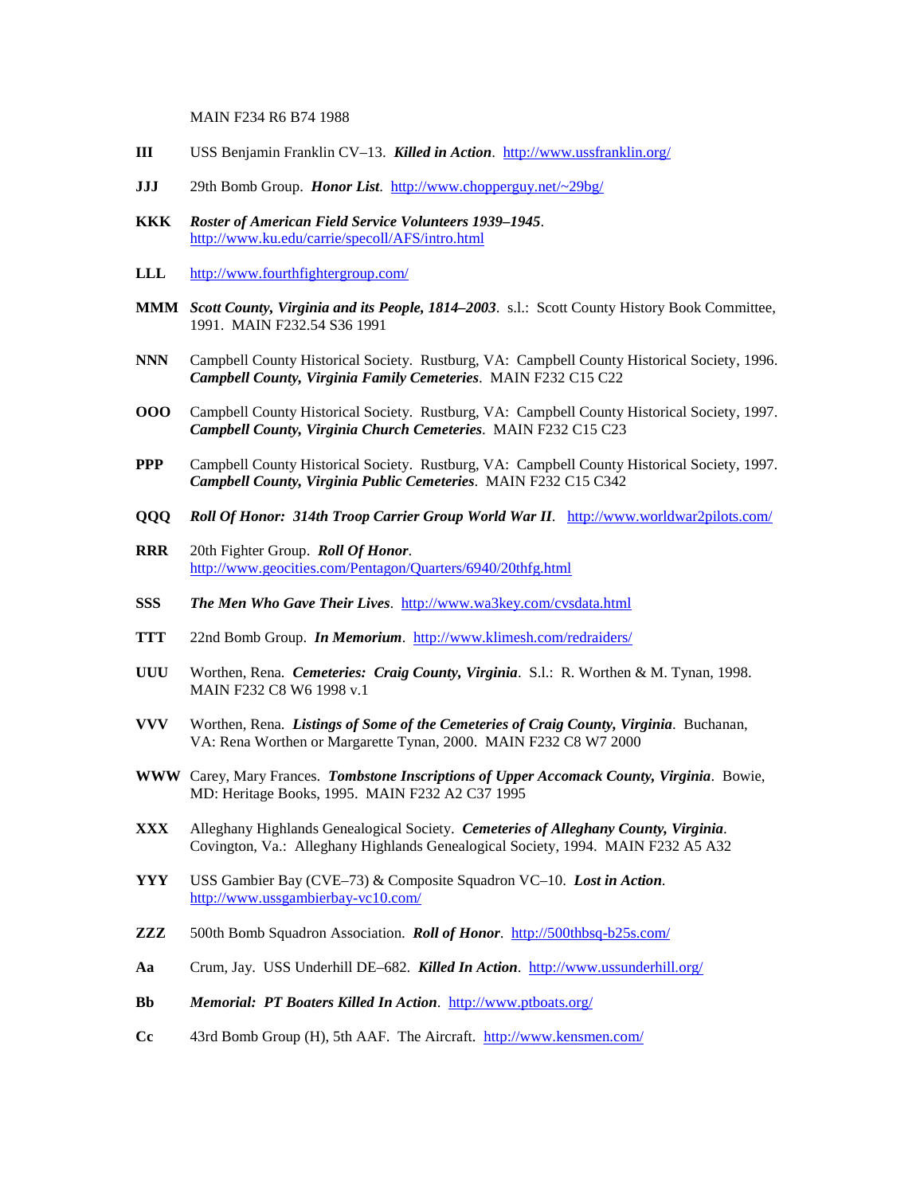MAIN F234 R6 B74 1988

**III** USS Benjamin Franklin CV–13. ***Killed in Action***. http://www.ussfranklin.org/

**JJJ** 29th Bomb Group. ***Honor List***. http://www.chopperguy.net/~29bg/

**KKK** ***Roster of American Field Service Volunteers 1939–1945***. http://www.ku.edu/carrie/specoll/AFS/intro.html

**LLL** http://www.fourthfightergroup.com/

**MMM** ***Scott County, Virginia and its People, 1814–2003***. s.l.: Scott County History Book Committee, 1991. MAIN F232.54 S36 1991

**NNN** Campbell County Historical Society. Rustburg, VA: Campbell County Historical Society, 1996. ***Campbell County, Virginia Family Cemeteries***. MAIN F232 C15 C22

**OOO** Campbell County Historical Society. Rustburg, VA: Campbell County Historical Society, 1997. ***Campbell County, Virginia Church Cemeteries***. MAIN F232 C15 C23

**PPP** Campbell County Historical Society. Rustburg, VA: Campbell County Historical Society, 1997. ***Campbell County, Virginia Public Cemeteries***. MAIN F232 C15 C342

**QQQ** ***Roll Of Honor: 314th Troop Carrier Group World War II***. http://www.worldwar2pilots.com/

**RRR** 20th Fighter Group. ***Roll Of Honor***. http://www.geocities.com/Pentagon/Quarters/6940/20thfg.html

**SSS** ***The Men Who Gave Their Lives***. http://www.wa3key.com/cvsdata.html

**TTT** 22nd Bomb Group. ***In Memorium***. http://www.klimesh.com/redraiders/

**UUU** Worthen, Rena. ***Cemeteries: Craig County, Virginia***. S.l.: R. Worthen & M. Tynan, 1998. MAIN F232 C8 W6 1998 v.1

**VVV** Worthen, Rena. ***Listings of Some of the Cemeteries of Craig County, Virginia***. Buchanan, VA: Rena Worthen or Margarette Tynan, 2000. MAIN F232 C8 W7 2000

**WWW** Carey, Mary Frances. ***Tombstone Inscriptions of Upper Accomack County, Virginia***. Bowie, MD: Heritage Books, 1995. MAIN F232 A2 C37 1995

**XXX** Alleghany Highlands Genealogical Society. ***Cemeteries of Alleghany County, Virginia***. Covington, Va.: Alleghany Highlands Genealogical Society, 1994. MAIN F232 A5 A32

**YYY** USS Gambier Bay (CVE–73) & Composite Squadron VC–10. ***Lost in Action***. http://www.ussgambierbay-vc10.com/

**ZZZ** 500th Bomb Squadron Association. ***Roll of Honor***. http://500thbsq-b25s.com/

**Aa** Crum, Jay. USS Underhill DE–682. ***Killed In Action***. http://www.ussunderhill.org/

**Bb** ***Memorial: PT Boaters Killed In Action***. http://www.ptboats.org/

**Cc** 43rd Bomb Group (H), 5th AAF. The Aircraft. http://www.kensmen.com/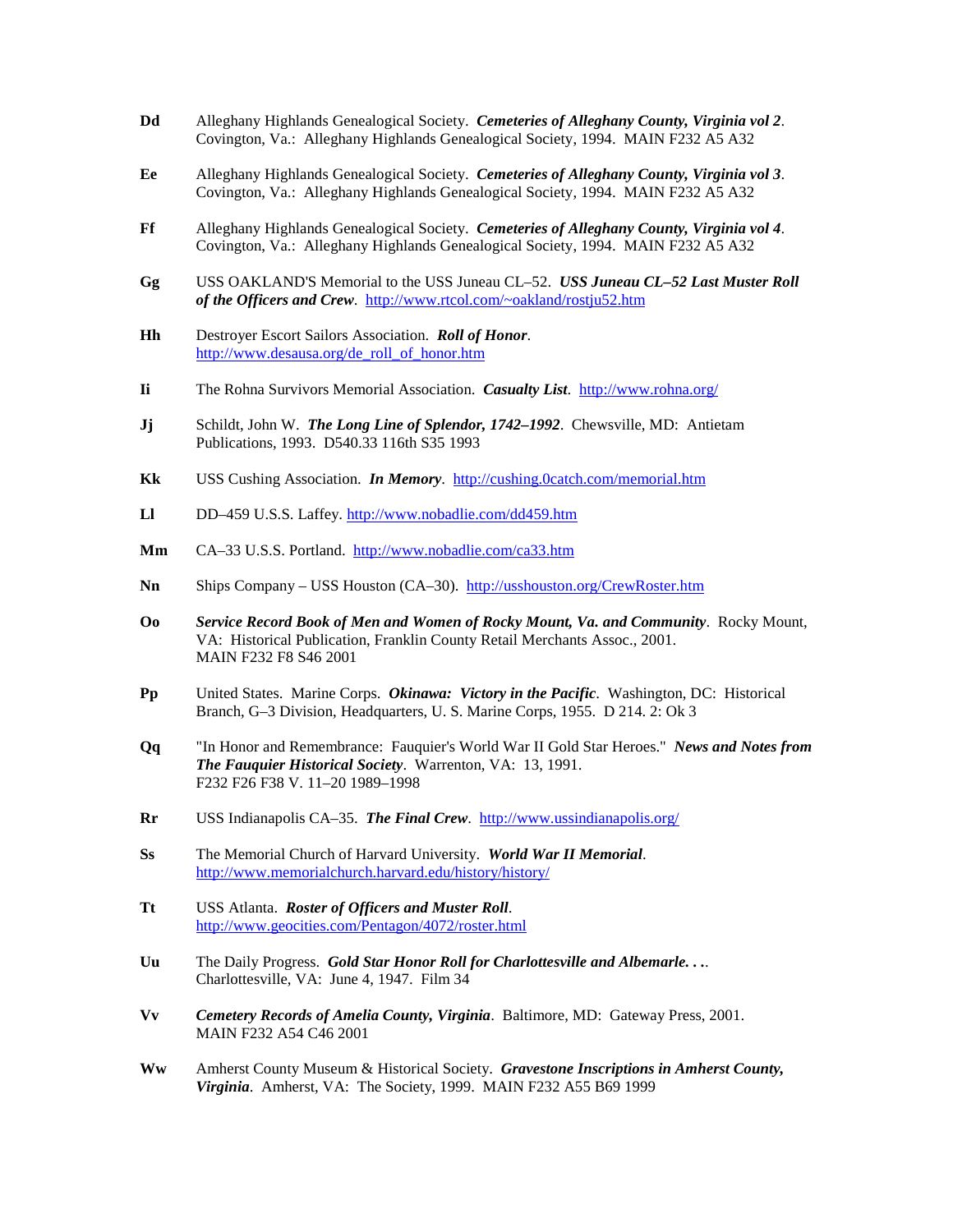**Dd** Alleghany Highlands Genealogical Society. ***Cemeteries of Alleghany County, Virginia vol 2***. Covington, Va.: Alleghany Highlands Genealogical Society, 1994. MAIN F232 A5 A32

**Ee** Alleghany Highlands Genealogical Society. ***Cemeteries of Alleghany County, Virginia vol 3***. Covington, Va.: Alleghany Highlands Genealogical Society, 1994. MAIN F232 A5 A32

**Ff** Alleghany Highlands Genealogical Society. ***Cemeteries of Alleghany County, Virginia vol 4***. Covington, Va.: Alleghany Highlands Genealogical Society, 1994. MAIN F232 A5 A32

**Gg** USS OAKLAND'S Memorial to the USS Juneau CL–52. ***USS Juneau CL–52 Last Muster Roll of the Officers and Crew***. http://www.rtcol.com/~oakland/rostju52.htm

**Hh** Destroyer Escort Sailors Association. ***Roll of Honor***. http://www.desausa.org/de_roll_of_honor.htm

**Ii** The Rohna Survivors Memorial Association. ***Casualty List***. http://www.rohna.org/

**Jj** Schildt, John W. ***The Long Line of Splendor, 1742–1992***. Chewsville, MD: Antietam Publications, 1993. D540.33 116th S35 1993

**Kk** USS Cushing Association. ***In Memory***. http://cushing.0catch.com/memorial.htm

**Ll** DD–459 U.S.S. Laffey. http://www.nobadlie.com/dd459.htm

**Mm** CA–33 U.S.S. Portland. http://www.nobadlie.com/ca33.htm

**Nn** Ships Company – USS Houston (CA–30). http://usshouston.org/CrewRoster.htm

**Oo** ***Service Record Book of Men and Women of Rocky Mount, Va. and Community***. Rocky Mount, VA: Historical Publication, Franklin County Retail Merchants Assoc., 2001. MAIN F232 F8 S46 2001

**Pp** United States. Marine Corps. ***Okinawa: Victory in the Pacific***. Washington, DC: Historical Branch, G–3 Division, Headquarters, U. S. Marine Corps, 1955. D 214. 2: Ok 3

**Qq** "In Honor and Remembrance: Fauquier's World War II Gold Star Heroes." ***News and Notes from The Fauquier Historical Society***. Warrenton, VA: 13, 1991. F232 F26 F38 V. 11–20 1989–1998

**Rr** USS Indianapolis CA–35. ***The Final Crew***. http://www.ussindianapolis.org/

**Ss** The Memorial Church of Harvard University. ***World War II Memorial***. http://www.memorialchurch.harvard.edu/history/history/

**Tt** USS Atlanta. ***Roster of Officers and Muster Roll***. http://www.geocities.com/Pentagon/4072/roster.html

**Uu** The Daily Progress. ***Gold Star Honor Roll for Charlottesville and Albemarle. . .***. Charlottesville, VA: June 4, 1947. Film 34

**Vv** ***Cemetery Records of Amelia County, Virginia***. Baltimore, MD: Gateway Press, 2001. MAIN F232 A54 C46 2001

**Ww** Amherst County Museum & Historical Society. ***Gravestone Inscriptions in Amherst County, Virginia***. Amherst, VA: The Society, 1999. MAIN F232 A55 B69 1999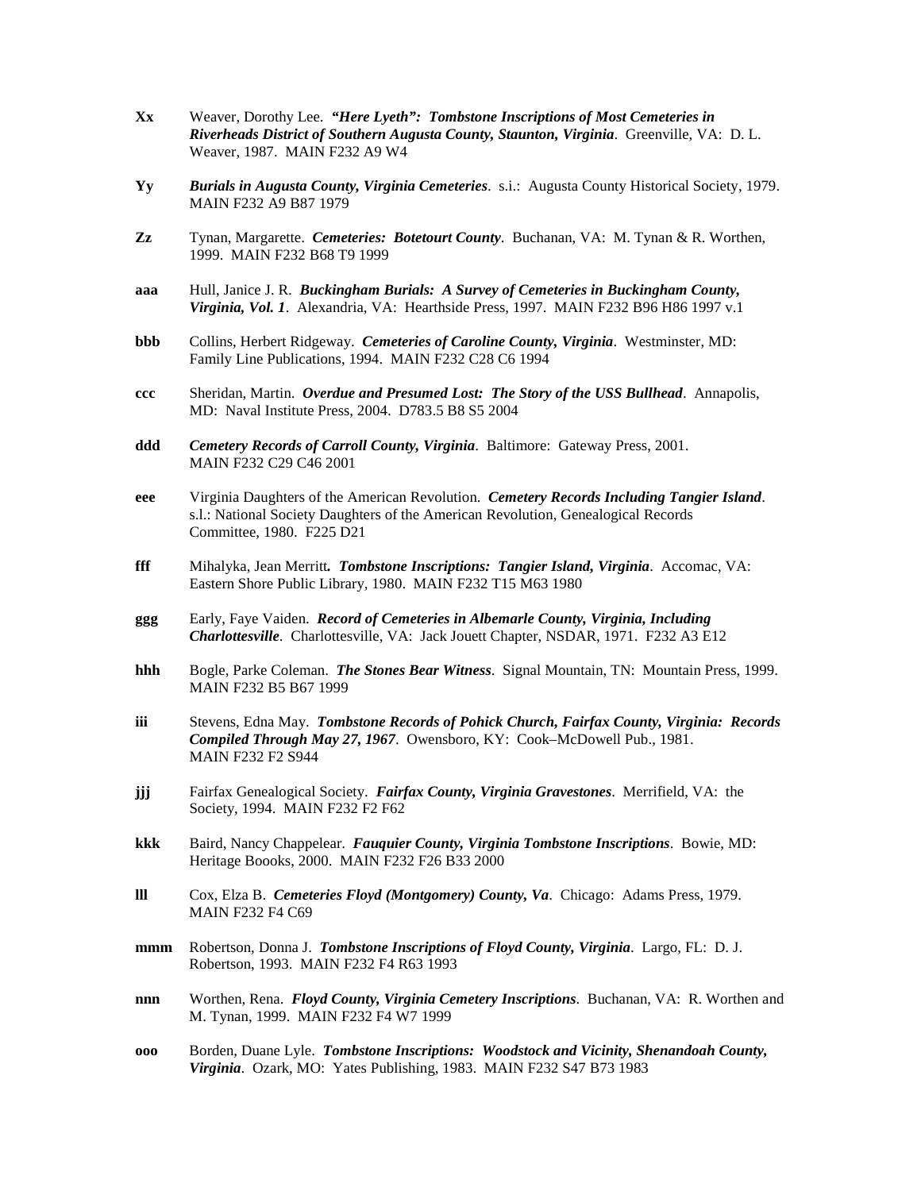**Xx** Weaver, Dorothy Lee. ***"Here Lyeth": Tombstone Inscriptions of Most Cemeteries in Riverheads District of Southern Augusta County, Staunton, Virginia***. Greenville, VA: D. L. Weaver, 1987. MAIN F232 A9 W4

**Yy** ***Burials in Augusta County, Virginia Cemeteries***. s.i.: Augusta County Historical Society, 1979. MAIN F232 A9 B87 1979

**Zz** Tynan, Margarette. ***Cemeteries: Botetourt County***. Buchanan, VA: M. Tynan & R. Worthen, 1999. MAIN F232 B68 T9 1999

**aaa** Hull, Janice J. R. ***Buckingham Burials: A Survey of Cemeteries in Buckingham County, Virginia, Vol. 1***. Alexandria, VA: Hearthside Press, 1997. MAIN F232 B96 H86 1997 v.1

**bbb** Collins, Herbert Ridgeway. ***Cemeteries of Caroline County, Virginia***. Westminster, MD: Family Line Publications, 1994. MAIN F232 C28 C6 1994

**ccc** Sheridan, Martin. ***Overdue and Presumed Lost: The Story of the USS Bullhead***. Annapolis, MD: Naval Institute Press, 2004. D783.5 B8 S5 2004

**ddd** ***Cemetery Records of Carroll County, Virginia***. Baltimore: Gateway Press, 2001. MAIN F232 C29 C46 2001

**eee** Virginia Daughters of the American Revolution. ***Cemetery Records Including Tangier Island***. s.l.: National Society Daughters of the American Revolution, Genealogical Records Committee, 1980. F225 D21

**fff** Mihalyka, Jean Merritt***.*** ***Tombstone Inscriptions: Tangier Island, Virginia***. Accomac, VA: Eastern Shore Public Library, 1980. MAIN F232 T15 M63 1980

**ggg** Early, Faye Vaiden. ***Record of Cemeteries in Albemarle County, Virginia, Including Charlottesville***. Charlottesville, VA: Jack Jouett Chapter, NSDAR, 1971. F232 A3 E12

**hhh** Bogle, Parke Coleman. ***The Stones Bear Witness***. Signal Mountain, TN: Mountain Press, 1999. MAIN F232 B5 B67 1999

**iii** Stevens, Edna May. ***Tombstone Records of Pohick Church, Fairfax County, Virginia: Records Compiled Through May 27, 1967***. Owensboro, KY: Cook–McDowell Pub., 1981. MAIN F232 F2 S944

**jjj** Fairfax Genealogical Society. ***Fairfax County, Virginia Gravestones***. Merrifield, VA: the Society, 1994. MAIN F232 F2 F62

**kkk** Baird, Nancy Chappelear. ***Fauquier County, Virginia Tombstone Inscriptions***. Bowie, MD: Heritage Boooks, 2000. MAIN F232 F26 B33 2000

**lll** Cox, Elza B. ***Cemeteries Floyd (Montgomery) County, Va***. Chicago: Adams Press, 1979. MAIN F232 F4 C69

**mmm** Robertson, Donna J. ***Tombstone Inscriptions of Floyd County, Virginia***. Largo, FL: D. J. Robertson, 1993. MAIN F232 F4 R63 1993

**nnn** Worthen, Rena. ***Floyd County, Virginia Cemetery Inscriptions***. Buchanan, VA: R. Worthen and M. Tynan, 1999. MAIN F232 F4 W7 1999

**ooo** Borden, Duane Lyle. ***Tombstone Inscriptions: Woodstock and Vicinity, Shenandoah County, Virginia***. Ozark, MO: Yates Publishing, 1983. MAIN F232 S47 B73 1983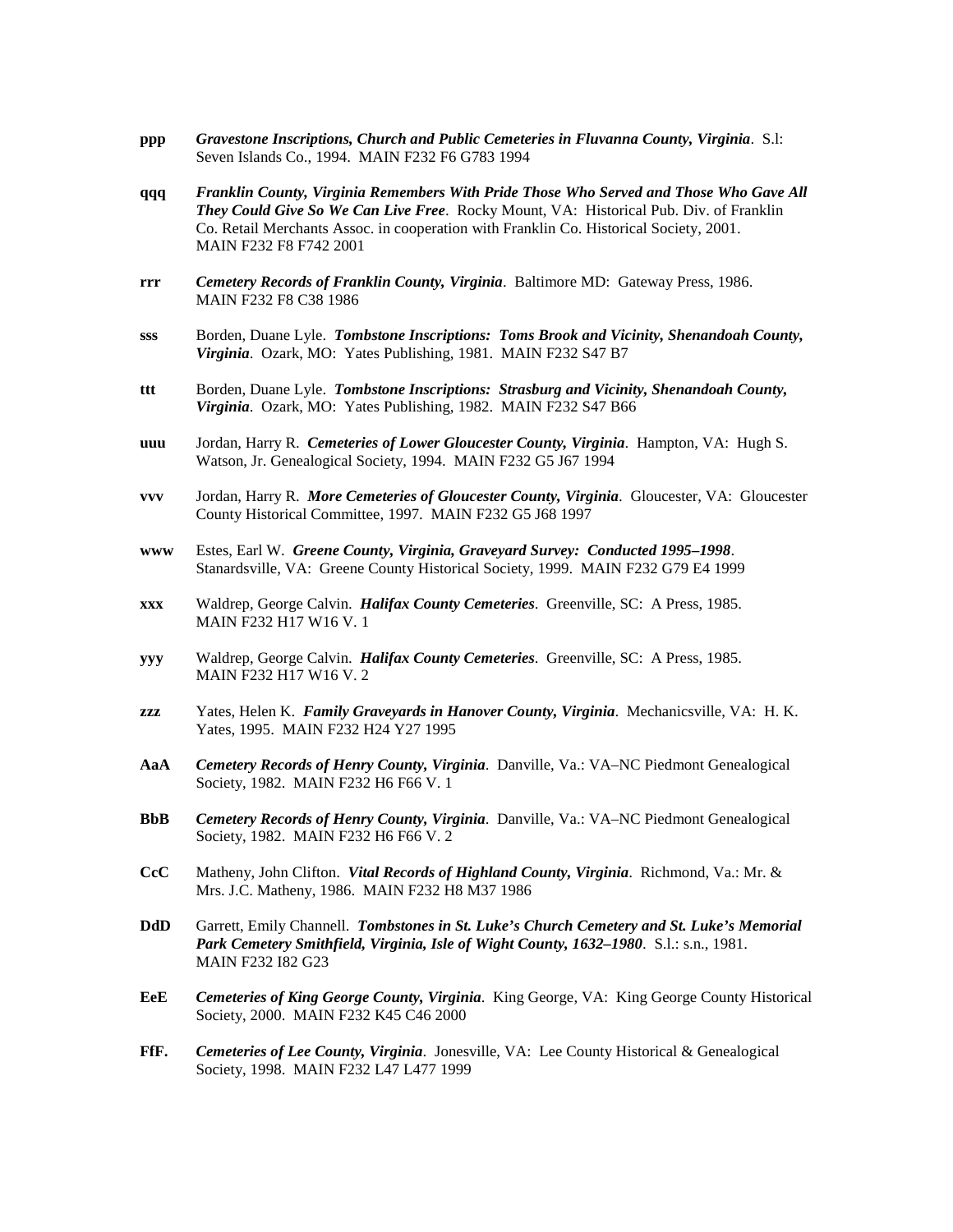**ppp** ***Gravestone Inscriptions, Church and Public Cemeteries in Fluvanna County, Virginia***. S.l: Seven Islands Co., 1994. MAIN F232 F6 G783 1994

**qqq** ***Franklin County, Virginia Remembers With Pride Those Who Served and Those Who Gave All They Could Give So We Can Live Free***. Rocky Mount, VA: Historical Pub. Div. of Franklin Co. Retail Merchants Assoc. in cooperation with Franklin Co. Historical Society, 2001. MAIN F232 F8 F742 2001

**rrr** ***Cemetery Records of Franklin County, Virginia***. Baltimore MD: Gateway Press, 1986. MAIN F232 F8 C38 1986

**sss** Borden, Duane Lyle. ***Tombstone Inscriptions: Toms Brook and Vicinity, Shenandoah County, Virginia***. Ozark, MO: Yates Publishing, 1981. MAIN F232 S47 B7

**ttt** Borden, Duane Lyle. ***Tombstone Inscriptions: Strasburg and Vicinity, Shenandoah County, Virginia***. Ozark, MO: Yates Publishing, 1982. MAIN F232 S47 B66

**uuu** Jordan, Harry R. ***Cemeteries of Lower Gloucester County, Virginia***. Hampton, VA: Hugh S. Watson, Jr. Genealogical Society, 1994. MAIN F232 G5 J67 1994

**vvv** Jordan, Harry R. ***More Cemeteries of Gloucester County, Virginia***. Gloucester, VA: Gloucester County Historical Committee, 1997. MAIN F232 G5 J68 1997

**www** Estes, Earl W. ***Greene County, Virginia, Graveyard Survey: Conducted 1995–1998***. Stanardsville, VA: Greene County Historical Society, 1999. MAIN F232 G79 E4 1999

**xxx** Waldrep, George Calvin. ***Halifax County Cemeteries***. Greenville, SC: A Press, 1985. MAIN F232 H17 W16 V. 1

**yyy** Waldrep, George Calvin. ***Halifax County Cemeteries***. Greenville, SC: A Press, 1985. MAIN F232 H17 W16 V. 2

**zzz** Yates, Helen K. ***Family Graveyards in Hanover County, Virginia***. Mechanicsville, VA: H. K. Yates, 1995. MAIN F232 H24 Y27 1995

**AaA** ***Cemetery Records of Henry County, Virginia***. Danville, Va.: VA–NC Piedmont Genealogical Society, 1982. MAIN F232 H6 F66 V. 1

**BbB** ***Cemetery Records of Henry County, Virginia***. Danville, Va.: VA–NC Piedmont Genealogical Society, 1982. MAIN F232 H6 F66 V. 2

**CcC** Matheny, John Clifton. ***Vital Records of Highland County, Virginia***. Richmond, Va.: Mr. & Mrs. J.C. Matheny, 1986. MAIN F232 H8 M37 1986

**DdD** Garrett, Emily Channell. ***Tombstones in St. Luke's Church Cemetery and St. Luke's Memorial Park Cemetery Smithfield, Virginia, Isle of Wight County, 1632–1980***. S.l.: s.n., 1981. MAIN F232 I82 G23

**EeE** ***Cemeteries of King George County, Virginia***. King George, VA: King George County Historical Society, 2000. MAIN F232 K45 C46 2000

**FfF.** ***Cemeteries of Lee County, Virginia***. Jonesville, VA: Lee County Historical & Genealogical Society, 1998. MAIN F232 L47 L477 1999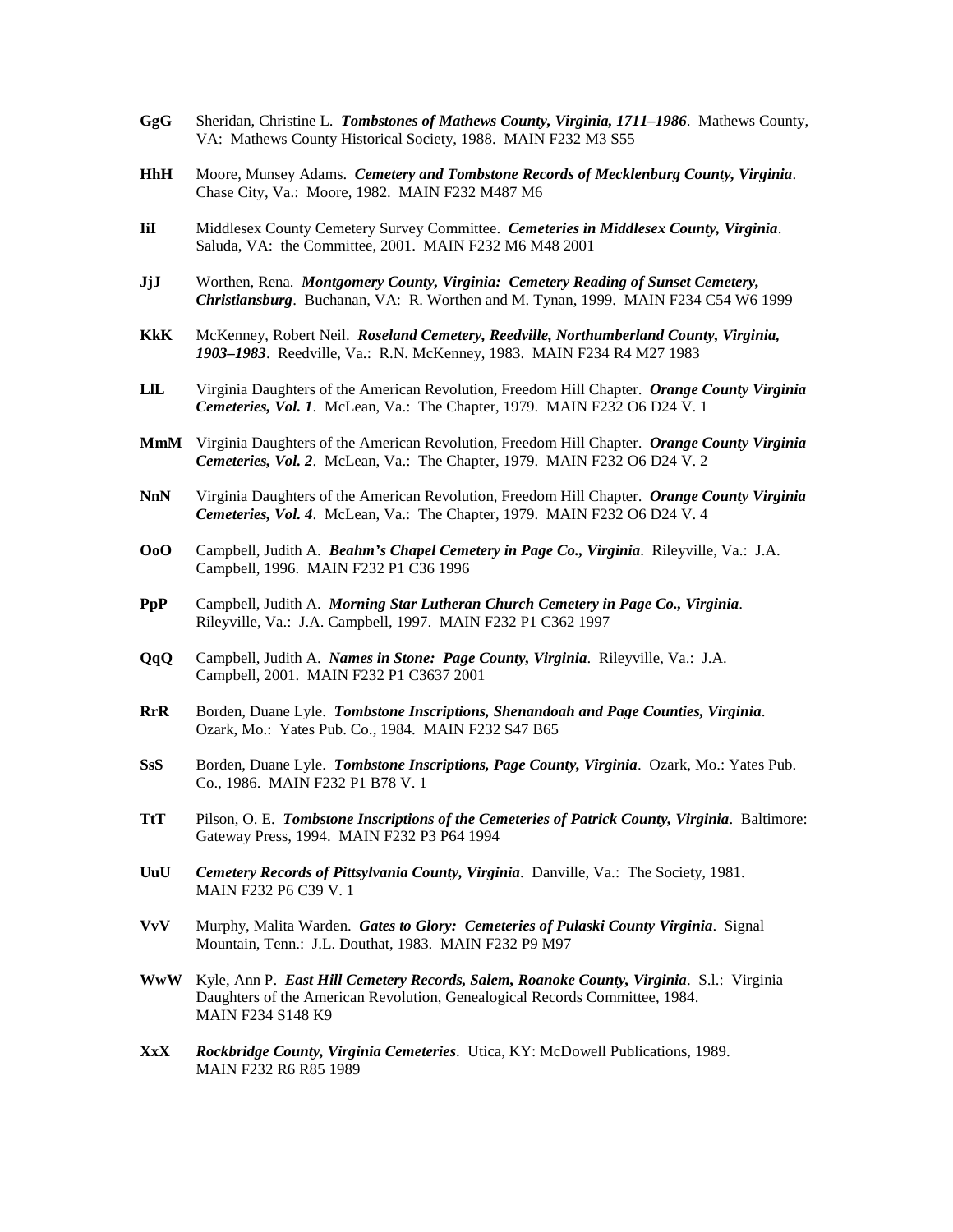**GgG** Sheridan, Christine L. ***Tombstones of Mathews County, Virginia, 1711–1986***. Mathews County, VA: Mathews County Historical Society, 1988. MAIN F232 M3 S55

**HhH** Moore, Munsey Adams. ***Cemetery and Tombstone Records of Mecklenburg County, Virginia***. Chase City, Va.: Moore, 1982. MAIN F232 M487 M6

**IiI** Middlesex County Cemetery Survey Committee. ***Cemeteries in Middlesex County, Virginia***. Saluda, VA: the Committee, 2001. MAIN F232 M6 M48 2001

**JjJ** Worthen, Rena. ***Montgomery County, Virginia: Cemetery Reading of Sunset Cemetery, Christiansburg***. Buchanan, VA: R. Worthen and M. Tynan, 1999. MAIN F234 C54 W6 1999

**KkK** McKenney, Robert Neil. ***Roseland Cemetery, Reedville, Northumberland County, Virginia, 1903–1983***. Reedville, Va.: R.N. McKenney, 1983. MAIN F234 R4 M27 1983

**LlL** Virginia Daughters of the American Revolution, Freedom Hill Chapter. ***Orange County Virginia Cemeteries, Vol. 1***. McLean, Va.: The Chapter, 1979. MAIN F232 O6 D24 V. 1

**MmM** Virginia Daughters of the American Revolution, Freedom Hill Chapter. ***Orange County Virginia Cemeteries, Vol. 2***. McLean, Va.: The Chapter, 1979. MAIN F232 O6 D24 V. 2

**NnN** Virginia Daughters of the American Revolution, Freedom Hill Chapter. ***Orange County Virginia Cemeteries, Vol. 4***. McLean, Va.: The Chapter, 1979. MAIN F232 O6 D24 V. 4

**OoO** Campbell, Judith A. ***Beahm's Chapel Cemetery in Page Co., Virginia***. Rileyville, Va.: J.A. Campbell, 1996. MAIN F232 P1 C36 1996

**PpP** Campbell, Judith A. ***Morning Star Lutheran Church Cemetery in Page Co., Virginia***. Rileyville, Va.: J.A. Campbell, 1997. MAIN F232 P1 C362 1997

**QqQ** Campbell, Judith A. ***Names in Stone: Page County, Virginia***. Rileyville, Va.: J.A. Campbell, 2001. MAIN F232 P1 C3637 2001

**RrR** Borden, Duane Lyle. ***Tombstone Inscriptions, Shenandoah and Page Counties, Virginia***. Ozark, Mo.: Yates Pub. Co., 1984. MAIN F232 S47 B65

**SsS** Borden, Duane Lyle. ***Tombstone Inscriptions, Page County, Virginia***. Ozark, Mo.: Yates Pub. Co., 1986. MAIN F232 P1 B78 V. 1

**TtT** Pilson, O. E. ***Tombstone Inscriptions of the Cemeteries of Patrick County, Virginia***. Baltimore: Gateway Press, 1994. MAIN F232 P3 P64 1994

**UuU** ***Cemetery Records of Pittsylvania County, Virginia***. Danville, Va.: The Society, 1981. MAIN F232 P6 C39 V. 1

**VvV** Murphy, Malita Warden. ***Gates to Glory: Cemeteries of Pulaski County Virginia***. Signal Mountain, Tenn.: J.L. Douthat, 1983. MAIN F232 P9 M97

**WwW** Kyle, Ann P. ***East Hill Cemetery Records, Salem, Roanoke County, Virginia***. S.l.: Virginia Daughters of the American Revolution, Genealogical Records Committee, 1984. MAIN F234 S148 K9

**XxX** ***Rockbridge County, Virginia Cemeteries***. Utica, KY: McDowell Publications, 1989. MAIN F232 R6 R85 1989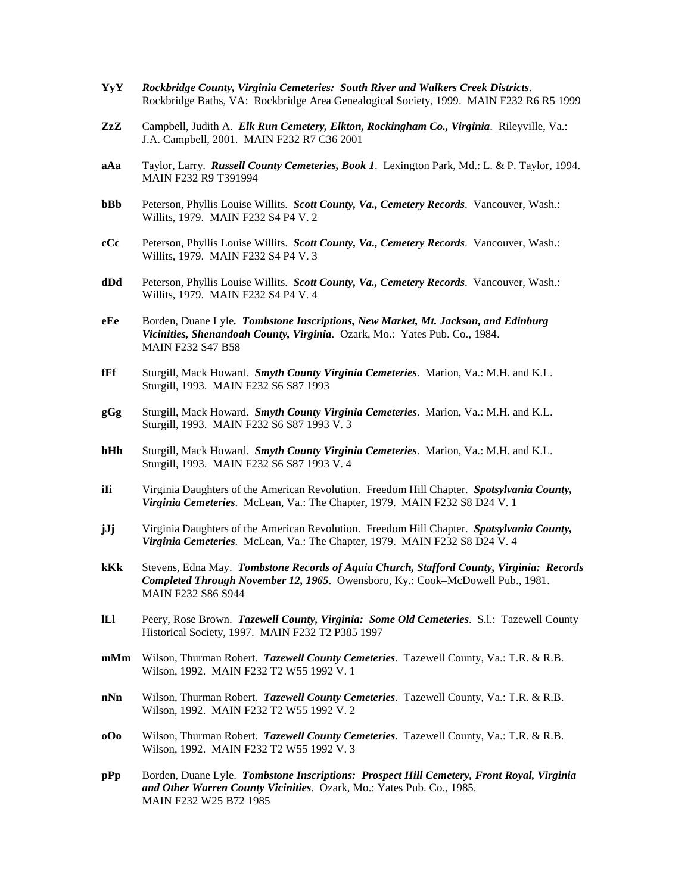**YyY** ***Rockbridge County, Virginia Cemeteries: South River and Walkers Creek Districts***. Rockbridge Baths, VA: Rockbridge Area Genealogical Society, 1999. MAIN F232 R6 R5 1999

**ZzZ** Campbell, Judith A. ***Elk Run Cemetery, Elkton, Rockingham Co., Virginia***. Rileyville, Va.: J.A. Campbell, 2001. MAIN F232 R7 C36 2001

**aAa** Taylor, Larry. ***Russell County Cemeteries, Book 1***. Lexington Park, Md.: L. & P. Taylor, 1994. MAIN F232 R9 T391994

**bBb** Peterson, Phyllis Louise Willits. ***Scott County, Va., Cemetery Records***. Vancouver, Wash.: Willits, 1979. MAIN F232 S4 P4 V. 2

**cCc** Peterson, Phyllis Louise Willits. ***Scott County, Va., Cemetery Records***. Vancouver, Wash.: Willits, 1979. MAIN F232 S4 P4 V. 3

**dDd** Peterson, Phyllis Louise Willits. ***Scott County, Va., Cemetery Records***. Vancouver, Wash.: Willits, 1979. MAIN F232 S4 P4 V. 4

**eEe** Borden, Duane Lyle***. Tombstone Inscriptions, New Market, Mt. Jackson, and Edinburg Vicinities, Shenandoah County, Virginia***. Ozark, Mo.: Yates Pub. Co., 1984. MAIN F232 S47 B58

**fFf** Sturgill, Mack Howard. ***Smyth County Virginia Cemeteries***. Marion, Va.: M.H. and K.L. Sturgill, 1993. MAIN F232 S6 S87 1993

**gGg** Sturgill, Mack Howard. ***Smyth County Virginia Cemeteries***. Marion, Va.: M.H. and K.L. Sturgill, 1993. MAIN F232 S6 S87 1993 V. 3

**hHh** Sturgill, Mack Howard. ***Smyth County Virginia Cemeteries***. Marion, Va.: M.H. and K.L. Sturgill, 1993. MAIN F232 S6 S87 1993 V. 4

**iIi** Virginia Daughters of the American Revolution. Freedom Hill Chapter. ***Spotsylvania County, Virginia Cemeteries***. McLean, Va.: The Chapter, 1979. MAIN F232 S8 D24 V. 1

**jJj** Virginia Daughters of the American Revolution. Freedom Hill Chapter. ***Spotsylvania County, Virginia Cemeteries***. McLean, Va.: The Chapter, 1979. MAIN F232 S8 D24 V. 4

**kKk** Stevens, Edna May. ***Tombstone Records of Aquia Church, Stafford County, Virginia: Records Completed Through November 12, 1965***. Owensboro, Ky.: Cook–McDowell Pub., 1981. MAIN F232 S86 S944

**lLl** Peery, Rose Brown. ***Tazewell County, Virginia: Some Old Cemeteries***. S.l.: Tazewell County Historical Society, 1997. MAIN F232 T2 P385 1997

**mMm** Wilson, Thurman Robert. ***Tazewell County Cemeteries***. Tazewell County, Va.: T.R. & R.B. Wilson, 1992. MAIN F232 T2 W55 1992 V. 1

**nNn** Wilson, Thurman Robert. ***Tazewell County Cemeteries***. Tazewell County, Va.: T.R. & R.B. Wilson, 1992. MAIN F232 T2 W55 1992 V. 2

**oOo** Wilson, Thurman Robert. ***Tazewell County Cemeteries***. Tazewell County, Va.: T.R. & R.B. Wilson, 1992. MAIN F232 T2 W55 1992 V. 3

**pPp** Borden, Duane Lyle. ***Tombstone Inscriptions: Prospect Hill Cemetery, Front Royal, Virginia and Other Warren County Vicinities***. Ozark, Mo.: Yates Pub. Co., 1985. MAIN F232 W25 B72 1985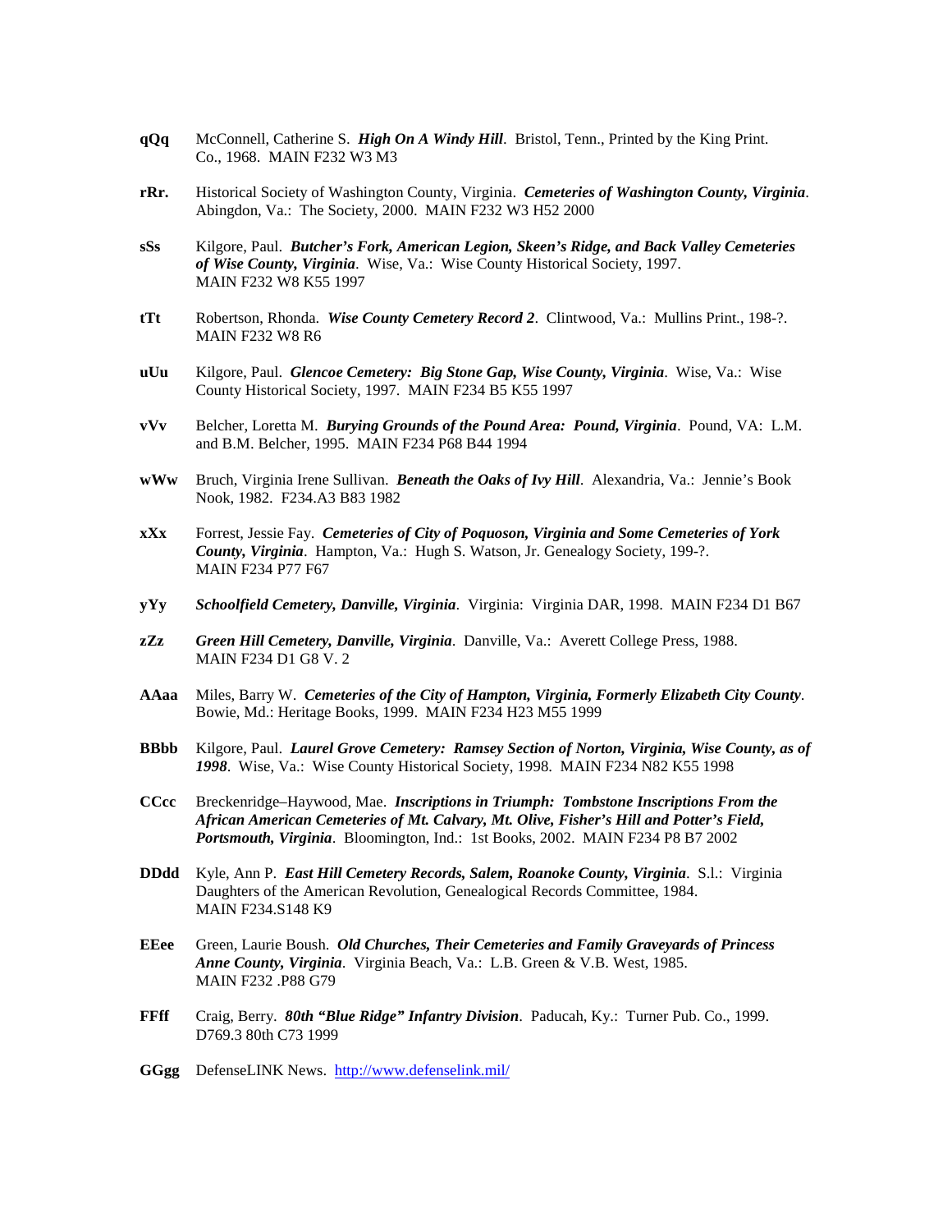**qQq** McConnell, Catherine S. ***High On A Windy Hill***. Bristol, Tenn., Printed by the King Print. Co., 1968. MAIN F232 W3 M3

**rRr.** Historical Society of Washington County, Virginia. ***Cemeteries of Washington County, Virginia***. Abingdon, Va.: The Society, 2000. MAIN F232 W3 H52 2000

**sSs** Kilgore, Paul. ***Butcher's Fork, American Legion, Skeen's Ridge, and Back Valley Cemeteries of Wise County, Virginia***. Wise, Va.: Wise County Historical Society, 1997. MAIN F232 W8 K55 1997

**tTt** Robertson, Rhonda. ***Wise County Cemetery Record 2***. Clintwood, Va.: Mullins Print., 198-?. MAIN F232 W8 R6

**uUu** Kilgore, Paul. ***Glencoe Cemetery: Big Stone Gap, Wise County, Virginia***. Wise, Va.: Wise County Historical Society, 1997. MAIN F234 B5 K55 1997

**vVv** Belcher, Loretta M. ***Burying Grounds of the Pound Area: Pound, Virginia***. Pound, VA: L.M. and B.M. Belcher, 1995. MAIN F234 P68 B44 1994

**wWw** Bruch, Virginia Irene Sullivan. ***Beneath the Oaks of Ivy Hill***. Alexandria, Va.: Jennie's Book Nook, 1982. F234.A3 B83 1982

**xXx** Forrest, Jessie Fay. ***Cemeteries of City of Poquoson, Virginia and Some Cemeteries of York County, Virginia***. Hampton, Va.: Hugh S. Watson, Jr. Genealogy Society, 199-?. MAIN F234 P77 F67

**yYy** ***Schoolfield Cemetery, Danville, Virginia***. Virginia: Virginia DAR, 1998. MAIN F234 D1 B67

**zZz** ***Green Hill Cemetery, Danville, Virginia***. Danville, Va.: Averett College Press, 1988. MAIN F234 D1 G8 V. 2

**AAaa** Miles, Barry W. ***Cemeteries of the City of Hampton, Virginia, Formerly Elizabeth City County***. Bowie, Md.: Heritage Books, 1999. MAIN F234 H23 M55 1999

**BBbb** Kilgore, Paul. ***Laurel Grove Cemetery: Ramsey Section of Norton, Virginia, Wise County, as of 1998***. Wise, Va.: Wise County Historical Society, 1998. MAIN F234 N82 K55 1998

**CCcc** Breckenridge–Haywood, Mae. ***Inscriptions in Triumph: Tombstone Inscriptions From the African American Cemeteries of Mt. Calvary, Mt. Olive, Fisher's Hill and Potter's Field, Portsmouth, Virginia***. Bloomington, Ind.: 1st Books, 2002. MAIN F234 P8 B7 2002

**DDdd** Kyle, Ann P. ***East Hill Cemetery Records, Salem, Roanoke County, Virginia***. S.l.: Virginia Daughters of the American Revolution, Genealogical Records Committee, 1984. MAIN F234.S148 K9

**EEee** Green, Laurie Boush. ***Old Churches, Their Cemeteries and Family Graveyards of Princess Anne County, Virginia***. Virginia Beach, Va.: L.B. Green & V.B. West, 1985. MAIN F232 .P88 G79

**FFff** Craig, Berry. ***80th "Blue Ridge" Infantry Division***. Paducah, Ky.: Turner Pub. Co., 1999. D769.3 80th C73 1999

**GGgg** DefenseLINK News. http://www.defenselink.mil/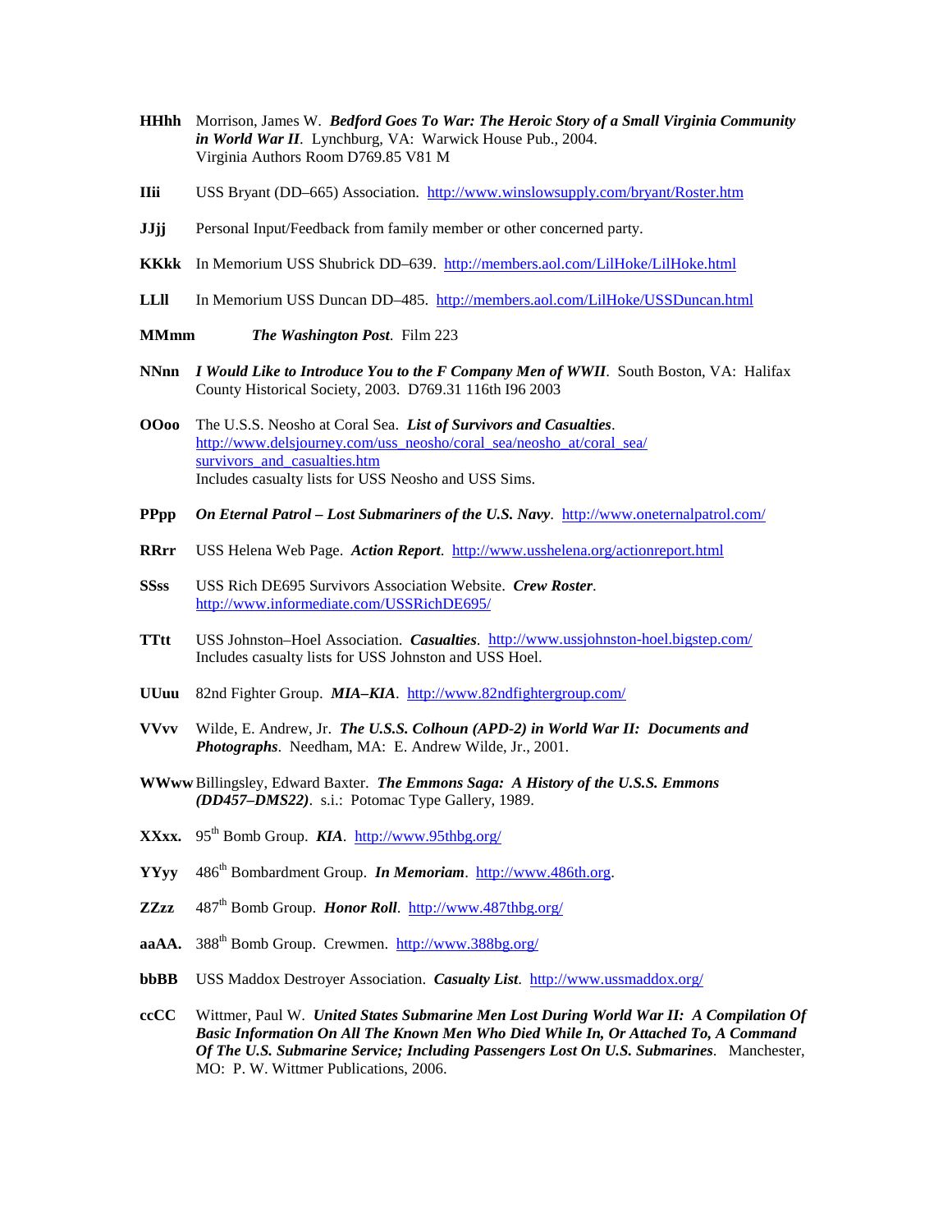**HHhh** Morrison, James W. ***Bedford Goes To War: The Heroic Story of a Small Virginia Community in World War II***. Lynchburg, VA: Warwick House Pub., 2004. Virginia Authors Room D769.85 V81 M

**IIii** USS Bryant (DD–665) Association. http://www.winslowsupply.com/bryant/Roster.htm

**JJjj** Personal Input/Feedback from family member or other concerned party.

**KKkk** In Memorium USS Shubrick DD–639. http://members.aol.com/LilHoke/LilHoke.html

**LLll** In Memorium USS Duncan DD–485. http://members.aol.com/LilHoke/USSDuncan.html

**MMmm** ***The Washington Post***. Film 223

**NNnn** ***I Would Like to Introduce You to the F Company Men of WWII***. South Boston, VA: Halifax County Historical Society, 2003. D769.31 116th I96 2003

**OOoo** The U.S.S. Neosho at Coral Sea. ***List of Survivors and Casualties***. http://www.delsjourney.com/uss_neosho/coral_sea/neosho_at/coral_sea/survivors_and_casualties.htm
Includes casualty lists for USS Neosho and USS Sims.

**PPpp** ***On Eternal Patrol – Lost Submariners of the U.S. Navy***. http://www.oneternalpatrol.com/

**RRrr** USS Helena Web Page. ***Action Report***. http://www.usshelena.org/actionreport.html

**SSss** USS Rich DE695 Survivors Association Website. ***Crew Roster***. http://www.informediate.com/USSRichDE695/

**TTtt** USS Johnston–Hoel Association. ***Casualties***. http://www.ussjohnston-hoel.bigstep.com/
Includes casualty lists for USS Johnston and USS Hoel.

**UUuu** 82nd Fighter Group. ***MIA–KIA***. http://www.82ndfightergroup.com/

**VVvv** Wilde, E. Andrew, Jr. ***The U.S.S. Colhoun (APD-2) in World War II: Documents and Photographs***. Needham, MA: E. Andrew Wilde, Jr., 2001.

**WWww** Billingsley, Edward Baxter. ***The Emmons Saga: A History of the U.S.S. Emmons (DD457–DMS22)***. s.i.: Potomac Type Gallery, 1989.

**XXxx.** 95th Bomb Group. ***KIA***. http://www.95thbg.org/

**YYyy** 486th Bombardment Group. ***In Memoriam***. http://www.486th.org.

**ZZzz** 487th Bomb Group. ***Honor Roll***. http://www.487thbg.org/

**aaAA.** 388th Bomb Group. Crewmen. http://www.388bg.org/

**bbBB** USS Maddox Destroyer Association. ***Casualty List***. http://www.ussmaddox.org/

**ccCC** Wittmer, Paul W. ***United States Submarine Men Lost During World War II: A Compilation Of Basic Information On All The Known Men Who Died While In, Or Attached To, A Command Of The U.S. Submarine Service; Including Passengers Lost On U.S. Submarines***. Manchester, MO: P. W. Wittmer Publications, 2006.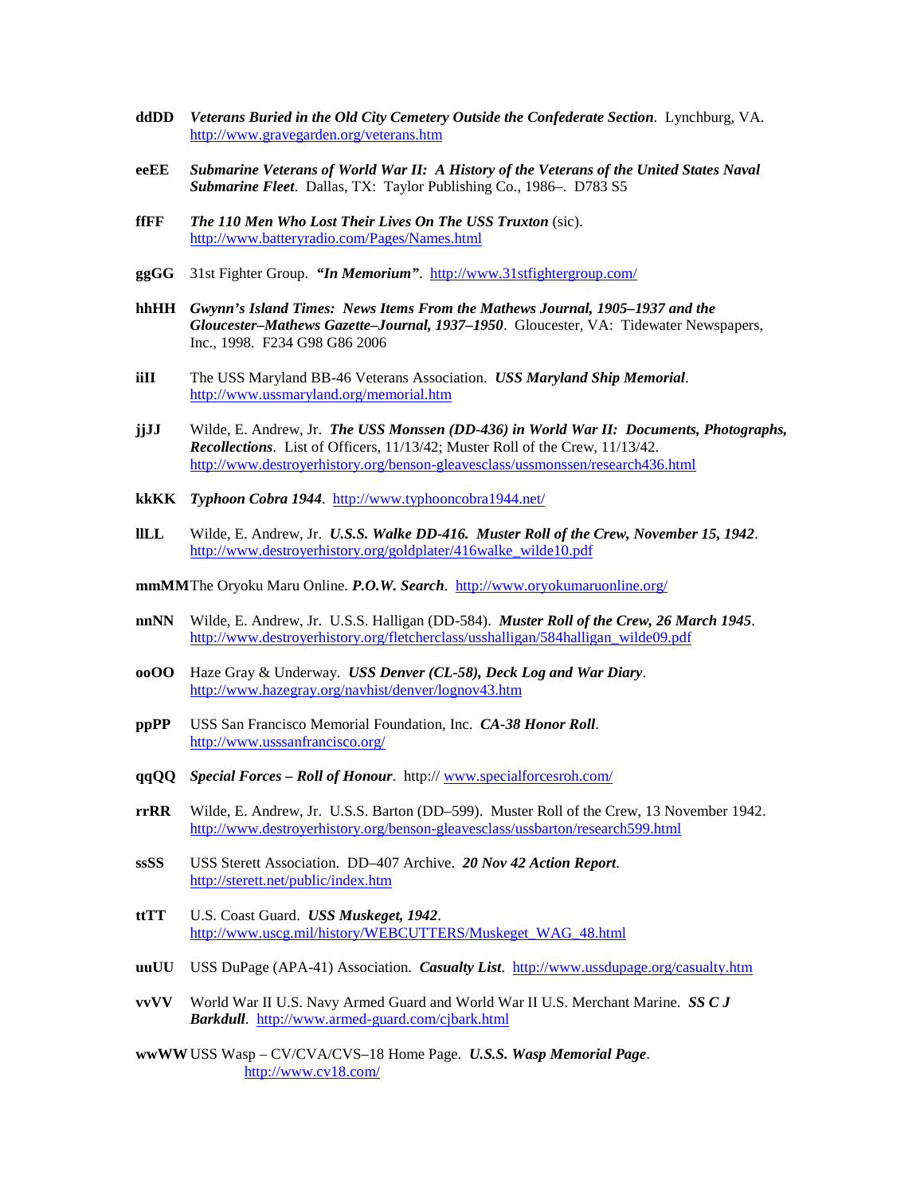**ddDD** ***Veterans Buried in the Old City Cemetery Outside the Confederate Section***. Lynchburg, VA. http://www.gravegarden.org/veterans.htm

**eeEE** ***Submarine Veterans of World War II: A History of the Veterans of the United States Naval Submarine Fleet***. Dallas, TX: Taylor Publishing Co., 1986–. D783 S5

**ffFF** ***The 110 Men Who Lost Their Lives On The USS Truxton*** (sic). http://www.batteryradio.com/Pages/Names.html

**ggGG** 31st Fighter Group. ***"In Memorium"***. http://www.31stfightergroup.com/

**hhHH** ***Gwynn's Island Times: News Items From the Mathews Journal, 1905–1937 and the Gloucester–Mathews Gazette–Journal, 1937–1950***. Gloucester, VA: Tidewater Newspapers, Inc., 1998. F234 G98 G86 2006

**iiII** The USS Maryland BB-46 Veterans Association. ***USS Maryland Ship Memorial***. http://www.ussmaryland.org/memorial.htm

**jjJJ** Wilde, E. Andrew, Jr. ***The USS Monssen (DD-436) in World War II: Documents, Photographs, Recollections***. List of Officers, 11/13/42; Muster Roll of the Crew, 11/13/42. http://www.destroyerhistory.org/benson-gleavesclass/ussmonssen/research436.html

**kkKK** ***Typhoon Cobra 1944***. http://www.typhooncobra1944.net/

**llLL** Wilde, E. Andrew, Jr. ***U.S.S. Walke DD-416. Muster Roll of the Crew, November 15, 1942***. http://www.destroyerhistory.org/goldplater/416walke_wilde10.pdf

**mmMM** The Oryoku Maru Online. ***P.O.W. Search***. http://www.oryokumaruonline.org/

**nnNN** Wilde, E. Andrew, Jr. U.S.S. Halligan (DD-584). ***Muster Roll of the Crew, 26 March 1945***. http://www.destroyerhistory.org/fletcherclass/usshalligan/584halligan_wilde09.pdf

**ooOO** Haze Gray & Underway. ***USS Denver (CL-58), Deck Log and War Diary***. http://www.hazegray.org/navhist/denver/lognov43.htm

**ppPP** USS San Francisco Memorial Foundation, Inc. ***CA-38 Honor Roll***. http://www.usssanfrancisco.org/

**qqQQ** ***Special Forces – Roll of Honour***. http:// www.specialforcesroh.com/

**rrRR** Wilde, E. Andrew, Jr. U.S.S. Barton (DD–599). Muster Roll of the Crew, 13 November 1942. http://www.destroyerhistory.org/benson-gleavesclass/ussbarton/research599.html

**ssSS** USS Sterett Association. DD–407 Archive. ***20 Nov 42 Action Report***. http://sterett.net/public/index.htm

**ttTT** U.S. Coast Guard. ***USS Muskeget, 1942***. http://www.uscg.mil/history/WEBCUTTERS/Muskeget_WAG_48.html

**uuUU** USS DuPage (APA-41) Association. ***Casualty List***. http://www.ussdupage.org/casualty.htm

**vvVV** World War II U.S. Navy Armed Guard and World War II U.S. Merchant Marine. ***SS C J Barkdull***. http://www.armed-guard.com/cjbark.html

**wwWW** USS Wasp – CV/CVA/CVS–18 Home Page. ***U.S.S. Wasp Memorial Page***. http://www.cv18.com/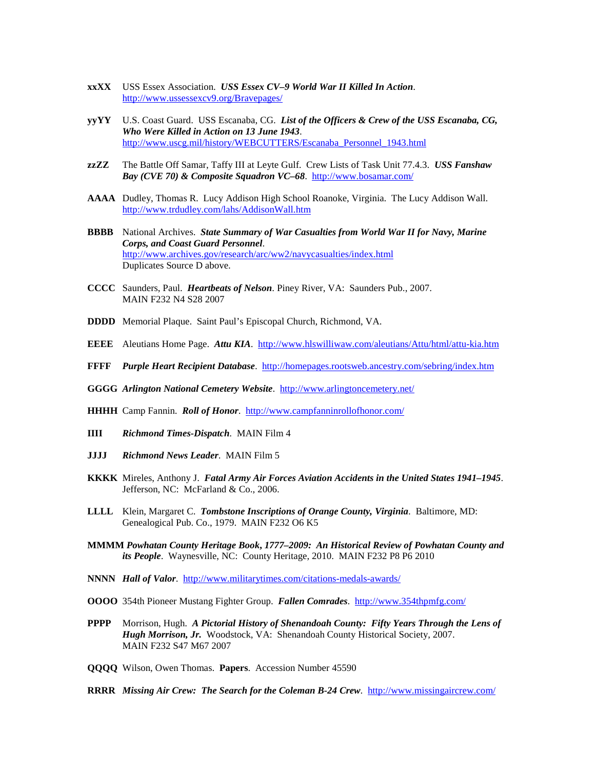**xxXX** USS Essex Association. ***USS Essex CV–9 World War II Killed In Action***. http://www.ussessexcv9.org/Bravepages/

**yyYY** U.S. Coast Guard. USS Escanaba, CG. ***List of the Officers & Crew of the USS Escanaba, CG, Who Were Killed in Action on 13 June 1943***. http://www.uscg.mil/history/WEBCUTTERS/Escanaba_Personnel_1943.html

**zzZZ** The Battle Off Samar, Taffy III at Leyte Gulf. Crew Lists of Task Unit 77.4.3. ***USS Fanshaw Bay (CVE 70) & Composite Squadron VC–68***. http://www.bosamar.com/

**AAAA** Dudley, Thomas R. Lucy Addison High School Roanoke, Virginia. The Lucy Addison Wall. http://www.trdudley.com/lahs/AddisonWall.htm

**BBBB** National Archives. ***State Summary of War Casualties from World War II for Navy, Marine Corps, and Coast Guard Personnel***. http://www.archives.gov/research/arc/ww2/navycasualties/index.html Duplicates Source D above.

**CCCC** Saunders, Paul. ***Heartbeats of Nelson***. Piney River, VA: Saunders Pub., 2007. MAIN F232 N4 S28 2007

**DDDD** Memorial Plaque. Saint Paul's Episcopal Church, Richmond, VA.

**EEEE** Aleutians Home Page. ***Attu KIA***. http://www.hlswilliwaw.com/aleutians/Attu/html/attu-kia.htm

**FFFF** ***Purple Heart Recipient Database***. http://homepages.rootsweb.ancestry.com/sebring/index.htm

**GGGG** ***Arlington National Cemetery Website***. http://www.arlingtoncemetery.net/

**HHHH** Camp Fannin. ***Roll of Honor***. http://www.campfanninrollofhonor.com/

**IIII** ***Richmond Times-Dispatch***. MAIN Film 4

**JJJJ** ***Richmond News Leader***. MAIN Film 5

**KKKK** Mireles, Anthony J. ***Fatal Army Air Forces Aviation Accidents in the United States 1941–1945***. Jefferson, NC: McFarland & Co., 2006.

**LLLL** Klein, Margaret C. ***Tombstone Inscriptions of Orange County, Virginia***. Baltimore, MD: Genealogical Pub. Co., 1979. MAIN F232 O6 K5

**MMMM** ***Powhatan County Heritage Book, 1777–2009: An Historical Review of Powhatan County and its People***. Waynesville, NC: County Heritage, 2010. MAIN F232 P8 P6 2010

**NNNN** ***Hall of Valor***. http://www.militarytimes.com/citations-medals-awards/

**OOOO** 354th Pioneer Mustang Fighter Group. ***Fallen Comrades***. http://www.354thpmfg.com/

**PPPP** Morrison, Hugh. ***A Pictorial History of Shenandoah County: Fifty Years Through the Lens of Hugh Morrison, Jr.*** Woodstock, VA: Shenandoah County Historical Society, 2007. MAIN F232 S47 M67 2007

**QQQQ** Wilson, Owen Thomas. **Papers**. Accession Number 45590

**RRRR** ***Missing Air Crew: The Search for the Coleman B-24 Crew***. http://www.missingaircrew.com/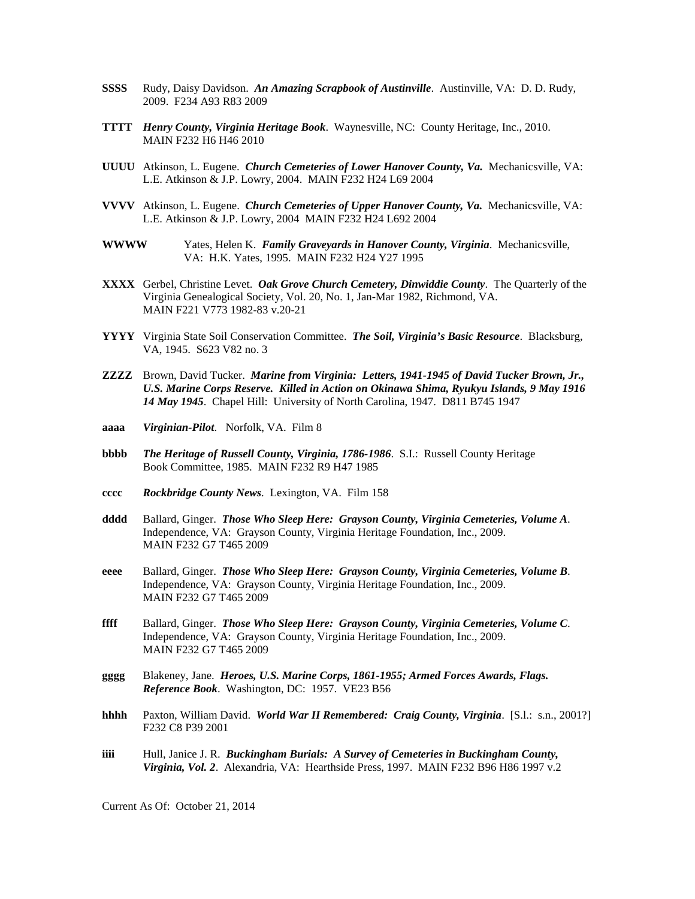**SSSS** Rudy, Daisy Davidson. ***An Amazing Scrapbook of Austinville***. Austinville, VA: D. D. Rudy, 2009. F234 A93 R83 2009

**TTTT** ***Henry County, Virginia Heritage Book***. Waynesville, NC: County Heritage, Inc., 2010. MAIN F232 H6 H46 2010

**UUUU** Atkinson, L. Eugene. ***Church Cemeteries of Lower Hanover County, Va.*** Mechanicsville, VA: L.E. Atkinson & J.P. Lowry, 2004. MAIN F232 H24 L69 2004

**VVVV** Atkinson, L. Eugene. ***Church Cemeteries of Upper Hanover County, Va.*** Mechanicsville, VA: L.E. Atkinson & J.P. Lowry, 2004 MAIN F232 H24 L692 2004

**WWWW** Yates, Helen K. ***Family Graveyards in Hanover County, Virginia***. Mechanicsville, VA: H.K. Yates, 1995. MAIN F232 H24 Y27 1995

**XXXX** Gerbel, Christine Levet. ***Oak Grove Church Cemetery, Dinwiddie County***. The Quarterly of the Virginia Genealogical Society, Vol. 20, No. 1, Jan-Mar 1982, Richmond, VA. MAIN F221 V773 1982-83 v.20-21

**YYYY** Virginia State Soil Conservation Committee. ***The Soil, Virginia's Basic Resource***. Blacksburg, VA, 1945. S623 V82 no. 3

**ZZZZ** Brown, David Tucker. ***Marine from Virginia: Letters, 1941-1945 of David Tucker Brown, Jr., U.S. Marine Corps Reserve. Killed in Action on Okinawa Shima, Ryukyu Islands, 9 May 1916 14 May 1945***. Chapel Hill: University of North Carolina, 1947. D811 B745 1947

**aaaa** ***Virginian-Pilot***. Norfolk, VA. Film 8

**bbbb** ***The Heritage of Russell County, Virginia, 1786-1986***. S.I.: Russell County Heritage Book Committee, 1985. MAIN F232 R9 H47 1985

**cccc** ***Rockbridge County News***. Lexington, VA. Film 158

**dddd** Ballard, Ginger. ***Those Who Sleep Here: Grayson County, Virginia Cemeteries, Volume A***. Independence, VA: Grayson County, Virginia Heritage Foundation, Inc., 2009. MAIN F232 G7 T465 2009

**eeee** Ballard, Ginger. ***Those Who Sleep Here: Grayson County, Virginia Cemeteries, Volume B***. Independence, VA: Grayson County, Virginia Heritage Foundation, Inc., 2009. MAIN F232 G7 T465 2009

**ffff** Ballard, Ginger. ***Those Who Sleep Here: Grayson County, Virginia Cemeteries, Volume C***. Independence, VA: Grayson County, Virginia Heritage Foundation, Inc., 2009. MAIN F232 G7 T465 2009

**gggg** Blakeney, Jane. ***Heroes, U.S. Marine Corps, 1861-1955; Armed Forces Awards, Flags. Reference Book***. Washington, DC: 1957. VE23 B56

**hhhh** Paxton, William David. ***World War II Remembered: Craig County, Virginia***. [S.l.: s.n., 2001?] F232 C8 P39 2001

**iiii** Hull, Janice J. R. ***Buckingham Burials: A Survey of Cemeteries in Buckingham County, Virginia, Vol. 2***. Alexandria, VA: Hearthside Press, 1997. MAIN F232 B96 H86 1997 v.2

Current As Of: October 21, 2014